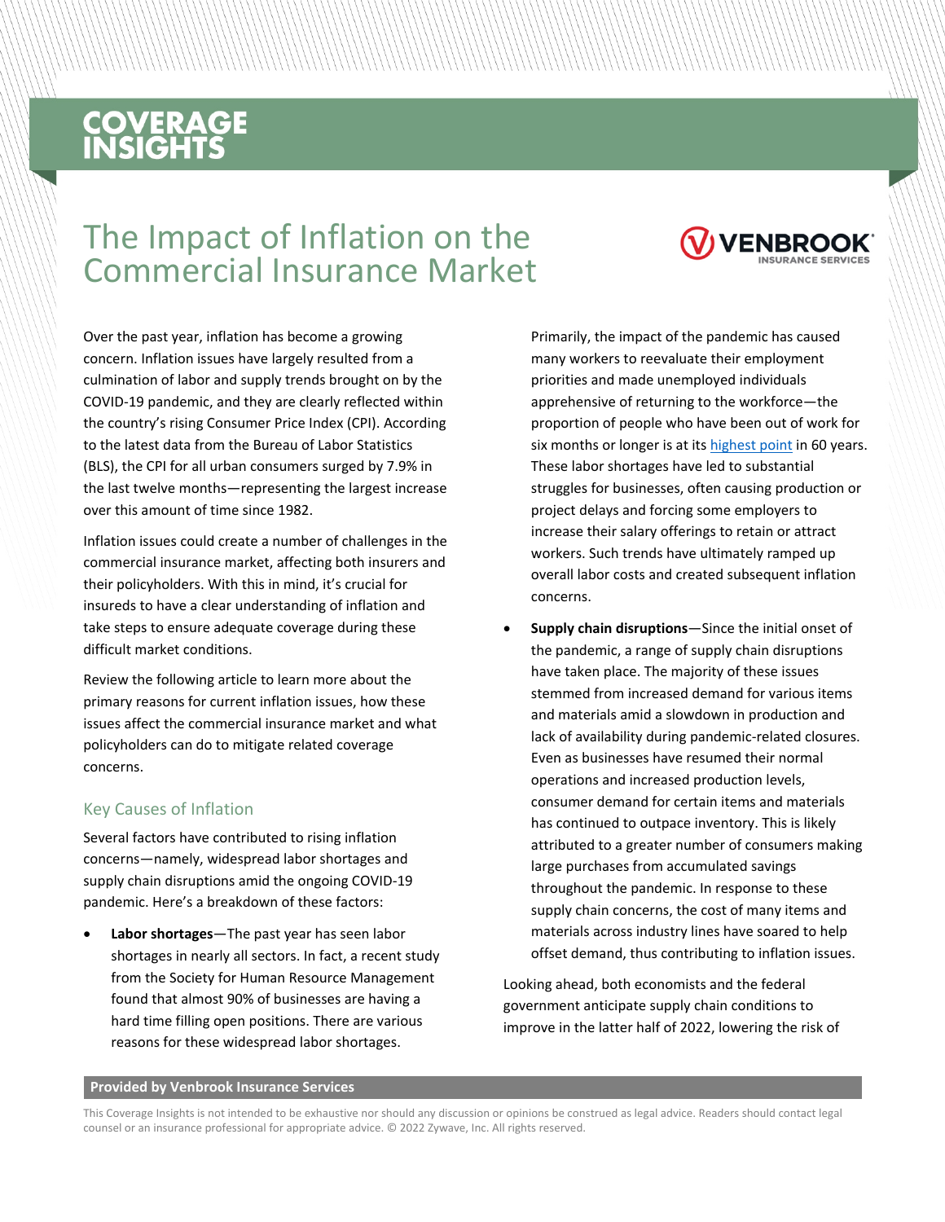# COVERAGE INSIGHTS

## The Impact of Inflation on the Commercial Insurance Market

VENBROOK INSURANCE SERVICES

Over the past year, inflation has become a growing concern. Inflation issues have largely resulted from a culmination of labor and supply trends brought on by the COVID-19 pandemic, and they are clearly reflected within the country's rising Consumer Price Index (CPI). According to the latest data from the Bureau of Labor Statistics (BLS), the CPI for all urban consumers surged by 7.9% in the last twelve months—representing the largest increase over this amount of time since 1982.

Inflation issues could create a number of challenges in the commercial insurance market, affecting both insurers and their policyholders. With this in mind, it's crucial for insureds to have a clear understanding of inflation and take steps to ensure adequate coverage during these difficult market conditions.

Review the following article to learn more about the primary reasons for current inflation issues, how these issues affect the commercial insurance market and what policyholders can do to mitigate related coverage concerns.

### Key Causes of Inflation

Several factors have contributed to rising inflation concerns—namely, widespread labor shortages and supply chain disruptions amid the ongoing COVID-19 pandemic. Here's a breakdown of these factors:

- **Labor shortages**—The past year has seen labor shortages in nearly all sectors. In fact, a recent study from the Society for Human Resource Management found that almost 90% of businesses are having a hard time filling open positions. There are various reasons for these widespread labor shortages. Primarily, the impact of the pandemic has caused many workers to reevaluate their employment priorities and made unemployed individuals apprehensive of returning to the workforce—the proportion of people who have been out of work for six months or longer is at its highest point in 60 years. These labor shortages have led to substantial struggles for businesses, often causing production or project delays and forcing some employers to increase their salary offerings to retain or attract workers. Such trends have ultimately ramped up overall labor costs and created subsequent inflation concerns.
- **Supply chain disruptions**—Since the initial onset of the pandemic, a range of supply chain disruptions have taken place. The majority of these issues stemmed from increased demand for various items and materials amid a slowdown in production and lack of availability during pandemic-related closures. Even as businesses have resumed their normal operations and increased production levels, consumer demand for certain items and materials has continued to outpace inventory. This is likely attributed to a greater number of consumers making large purchases from accumulated savings throughout the pandemic. In response to these supply chain concerns, the cost of many items and materials across industry lines have soared to help offset demand, thus contributing to inflation issues.

Looking ahead, both economists and the federal government anticipate supply chain conditions to improve in the latter half of 2022, lowering the risk of

Provided by Venbrook Insurance Services

This Coverage Insights is not intended to be exhaustive nor should any discussion or opinions be construed as legal advice. Readers should contact legal counsel or an insurance professional for appropriate advice. © 2022 Zywave, Inc. All rights reserved.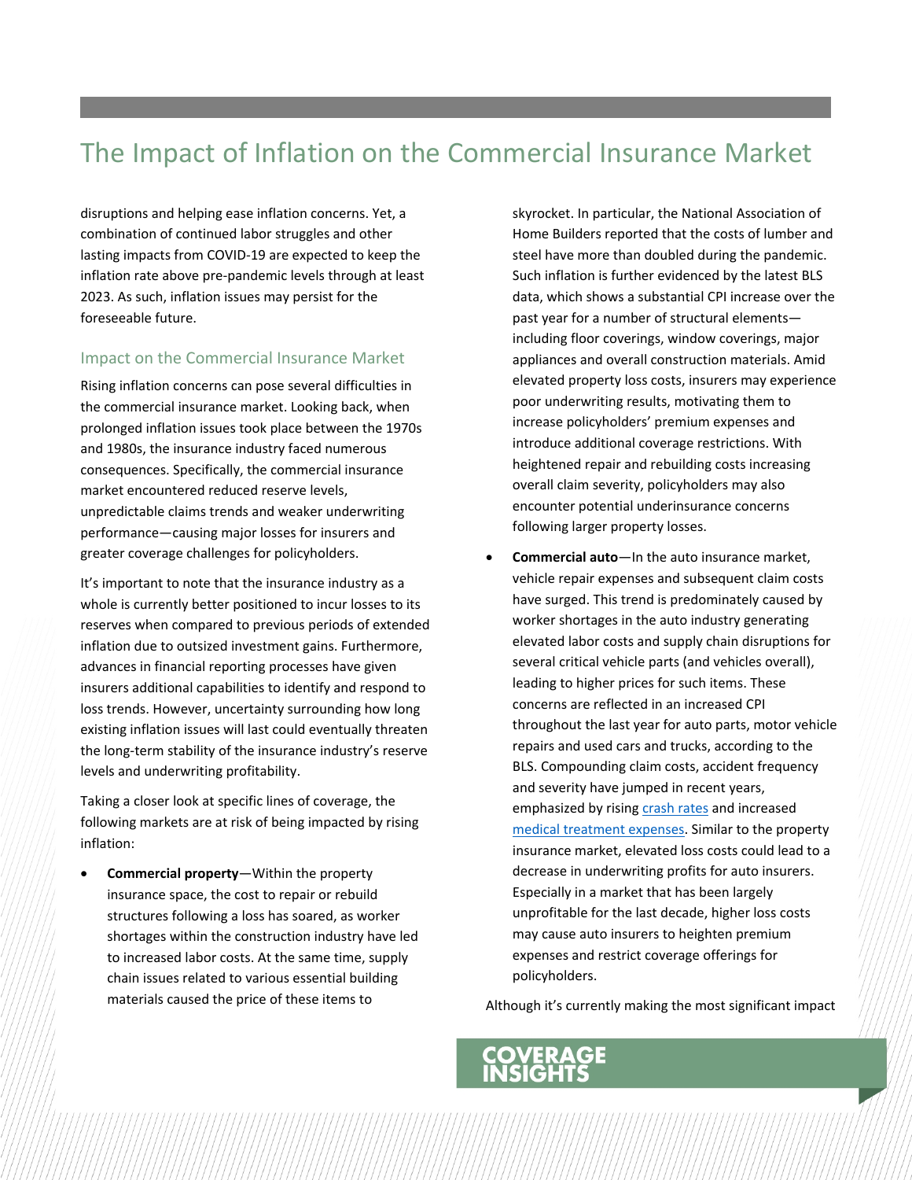disruptions and helping ease inflation concerns. Yet, a combination of continued labor struggles and other lasting impacts from COVID-19 are expected to keep the inflation rate above pre-pandemic levels through at least 2023. As such, inflation issues may persist for the foreseeable future.

## Impact on the Commercial Insurance Market

Rising inflation concerns can pose several difficulties in the commercial insurance market. Looking back, when prolonged inflation issues took place between the 1970s and 1980s, the insurance industry faced numerous consequences. Specifically, the commercial insurance market encountered reduced reserve levels, unpredictable claims trends and weaker underwriting performance—causing major losses for insurers and greater coverage challenges for policyholders.

It's important to note that the insurance industry as a whole is currently better positioned to incur losses to its reserves when compared to previous periods of extended inflation due to outsized investment gains. Furthermore, advances in financial reporting processes have given insurers additional capabilities to identify and respond to loss trends. However, uncertainty surrounding how long existing inflation issues will last could eventually threaten the long-term stability of the insurance industry's reserve levels and underwriting profitability.

Taking a closer look at specific lines of coverage, the following markets are at risk of being impacted by rising inflation:

- **Commercial property**—Within the property insurance space, the cost to repair or rebuild structures following a loss has soared, as worker shortages within the construction industry have led to increased labor costs. At the same time, supply chain issues related to various essential building materials caused the price of these items to skyrocket. In particular, the National Association of Home Builders reported that the costs of lumber and steel have more than doubled during the pandemic. Such inflation is further evidenced by the latest BLS data, which shows a substantial CPI increase over the past year for a number of structural elements—including floor coverings, window coverings, major appliances and overall construction materials. Amid elevated property loss costs, insurers may experience poor underwriting results, motivating them to increase policyholders' premium expenses and introduce additional coverage restrictions. With heightened repair and rebuilding costs increasing overall claim severity, policyholders may also encounter potential underinsurance concerns following larger property losses.
- **Commercial auto**—In the auto insurance market, vehicle repair expenses and subsequent claim costs have surged. This trend is predominately caused by worker shortages in the auto industry generating elevated labor costs and supply chain disruptions for several critical vehicle parts (and vehicles overall), leading to higher prices for such items. These concerns are reflected in an increased CPI throughout the last year for auto parts, motor vehicle repairs and used cars and trucks, according to the BLS. Compounding claim costs, accident frequency and severity have jumped in recent years, emphasized by rising crash rates and increased medical treatment expenses. Similar to the property insurance market, elevated loss costs could lead to a decrease in underwriting profits for auto insurers. Especially in a market that has been largely unprofitable for the last decade, higher loss costs may cause auto insurers to heighten premium expenses and restrict coverage offerings for policyholders.

Although it's currently making the most significant impact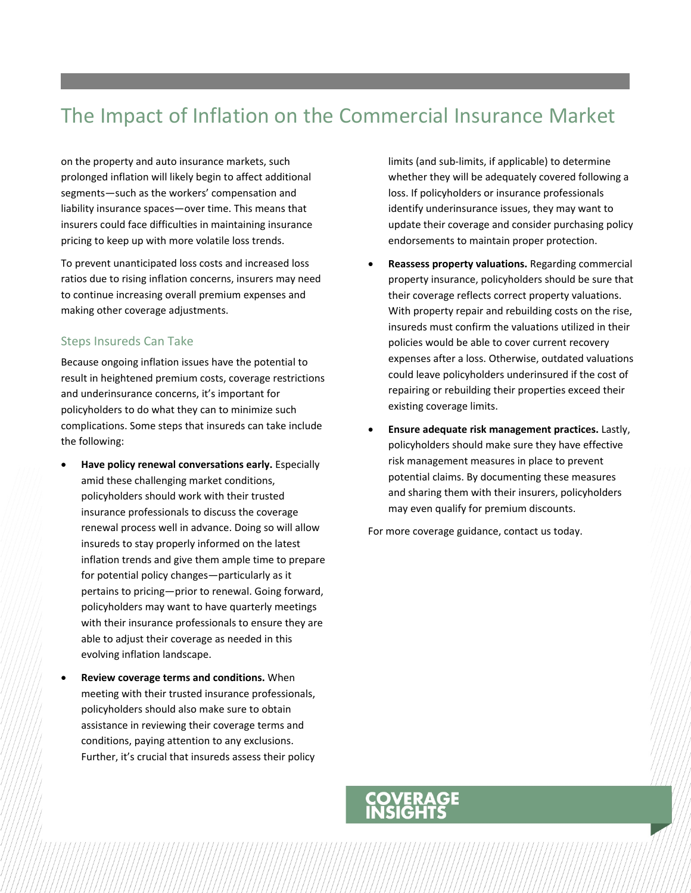on the property and auto insurance markets, such prolonged inflation will likely begin to affect additional segments—such as the workers' compensation and liability insurance spaces—over time. This means that insurers could face difficulties in maintaining insurance pricing to keep up with more volatile loss trends.

To prevent unanticipated loss costs and increased loss ratios due to rising inflation concerns, insurers may need to continue increasing overall premium expenses and making other coverage adjustments.

## Steps Insureds Can Take

Because ongoing inflation issues have the potential to result in heightened premium costs, coverage restrictions and underinsurance concerns, it's important for policyholders to do what they can to minimize such complications. Some steps that insureds can take include the following:

- **Have policy renewal conversations early.** Especially amid these challenging market conditions, policyholders should work with their trusted insurance professionals to discuss the coverage renewal process well in advance. Doing so will allow insureds to stay properly informed on the latest inflation trends and give them ample time to prepare for potential policy changes—particularly as it pertains to pricing—prior to renewal. Going forward, policyholders may want to have quarterly meetings with their insurance professionals to ensure they are able to adjust their coverage as needed in this evolving inflation landscape.
- **Review coverage terms and conditions.** When meeting with their trusted insurance professionals, policyholders should also make sure to obtain assistance in reviewing their coverage terms and conditions, paying attention to any exclusions. Further, it's crucial that insureds assess their policy limits (and sub-limits, if applicable) to determine whether they will be adequately covered following a loss. If policyholders or insurance professionals identify underinsurance issues, they may want to update their coverage and consider purchasing policy endorsements to maintain proper protection.
- **Reassess property valuations.** Regarding commercial property insurance, policyholders should be sure that their coverage reflects correct property valuations. With property repair and rebuilding costs on the rise, insureds must confirm the valuations utilized in their policies would be able to cover current recovery expenses after a loss. Otherwise, outdated valuations could leave policyholders underinsured if the cost of repairing or rebuilding their properties exceed their existing coverage limits.
- **Ensure adequate risk management practices.** Lastly, policyholders should make sure they have effective risk management measures in place to prevent potential claims. By documenting these measures and sharing them with their insurers, policyholders may even qualify for premium discounts.

For more coverage guidance, contact us today.